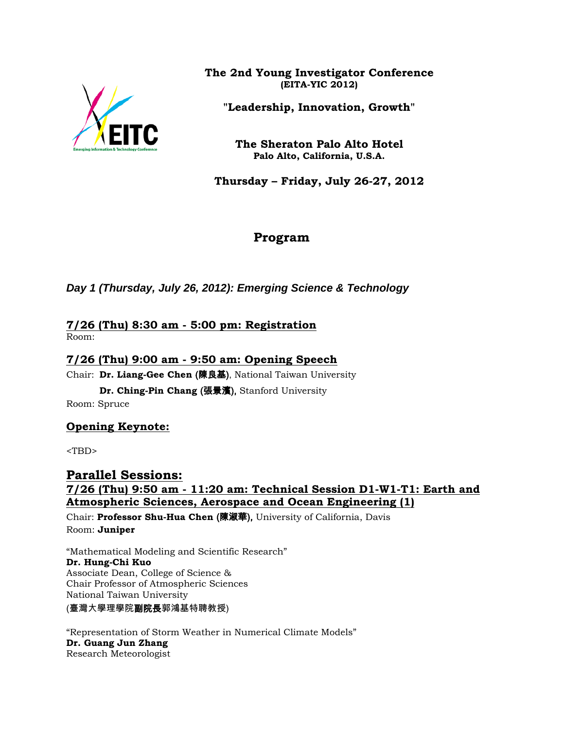# The 2nd Young Investigator Conference
**(EITA-YIC 2012)**

**"Leadership, Innovation, Growth"**

**The Sheraton Palo Alto Hotel**
**Palo Alto, California, U.S.A.**

**Thursday – Friday, July 26-27, 2012**

## Program

### *Day 1 (Thursday, July 26, 2012): Emerging Science & Technology*

**7/26 (Thu) 8:30 am - 5:00 pm: Registration**
Room:

**7/26 (Thu) 9:00 am - 9:50 am: Opening Speech**
Chair: **Dr. Liang-Gee Chen (陳良基)**, National Taiwan University
**Dr. Ching-Pin Chang (張景濱)**, Stanford University
Room: Spruce

**Opening Keynote:**

<TBD>

## Parallel Sessions:

**7/26 (Thu) 9:50 am - 11:20 am: Technical Session D1-W1-T1: Earth and Atmospheric Sciences, Aerospace and Ocean Engineering (1)**
Chair: **Professor Shu-Hua Chen (陳淑華)**, University of California, Davis
Room: **Juniper**

"Mathematical Modeling and Scientific Research"
**Dr. Hung-Chi Kuo**
Associate Dean, College of Science &
Chair Professor of Atmospheric Sciences
National Taiwan University
(臺灣大學理學院**副院長**郭鴻基特聘教授)

"Representation of Storm Weather in Numerical Climate Models"
**Dr. Guang Jun Zhang**
Research Meteorologist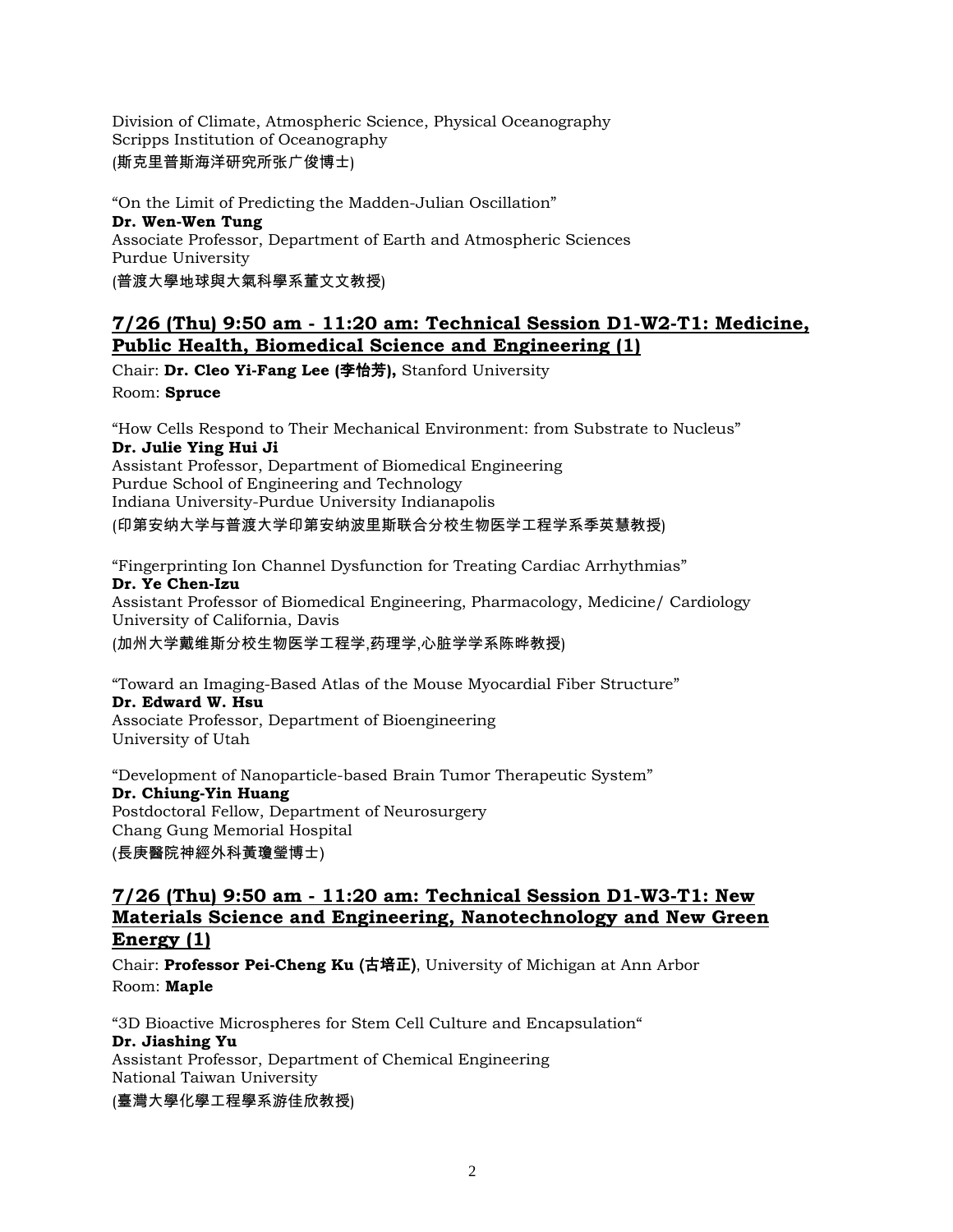Division of Climate, Atmospheric Science, Physical Oceanography
Scripps Institution of Oceanography
(斯克里普斯海洋研究所张广俊博士)

"On the Limit of Predicting the Madden-Julian Oscillation"
**Dr. Wen-Wen Tung**
Associate Professor, Department of Earth and Atmospheric Sciences
Purdue University
(普渡大學地球與大氣科學系董文文教授)

## 7/26 (Thu) 9:50 am - 11:20 am: Technical Session D1-W2-T1: Medicine, Public Health, Biomedical Science and Engineering (1)

Chair: **Dr. Cleo Yi-Fang Lee (李怡芳),** Stanford University
Room: **Spruce**

"How Cells Respond to Their Mechanical Environment: from Substrate to Nucleus"
**Dr. Julie Ying Hui Ji**
Assistant Professor, Department of Biomedical Engineering
Purdue School of Engineering and Technology
Indiana University-Purdue University Indianapolis
(印第安纳大学与普渡大学印第安纳波里斯联合分校生物医学工程学系季英慧教授)

"Fingerprinting Ion Channel Dysfunction for Treating Cardiac Arrhythmias"
**Dr. Ye Chen-Izu**
Assistant Professor of Biomedical Engineering, Pharmacology, Medicine/ Cardiology
University of California, Davis
(加州大学戴维斯分校生物医学工程学,药理学,心脏学学系陈晔教授)

"Toward an Imaging-Based Atlas of the Mouse Myocardial Fiber Structure"
**Dr. Edward W. Hsu**
Associate Professor, Department of Bioengineering
University of Utah

"Development of Nanoparticle-based Brain Tumor Therapeutic System"
**Dr. Chiung-Yin Huang**
Postdoctoral Fellow, Department of Neurosurgery
Chang Gung Memorial Hospital
(長庚醫院神經外科黃瓊瑩博士)

## 7/26 (Thu) 9:50 am - 11:20 am: Technical Session D1-W3-T1: New Materials Science and Engineering, Nanotechnology and New Green Energy (1)

Chair: **Professor Pei-Cheng Ku (古培正)**, University of Michigan at Ann Arbor
Room: **Maple**

"3D Bioactive Microspheres for Stem Cell Culture and Encapsulation"
**Dr. Jiashing Yu**
Assistant Professor, Department of Chemical Engineering
National Taiwan University
(臺灣大學化學工程學系游佳欣教授)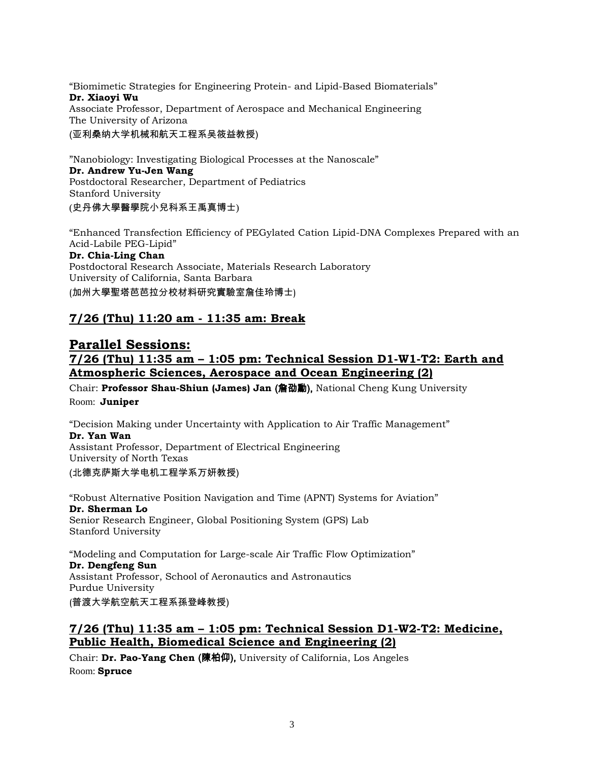“Biomimetic Strategies for Engineering Protein- and Lipid-Based Biomaterials”
**Dr. Xiaoyi Wu**
Associate Professor, Department of Aerospace and Mechanical Engineering
The University of Arizona
(亚利桑纳大学机械和航天工程系吴筱益教授)

”Nanobiology: Investigating Biological Processes at the Nanoscale”
**Dr. Andrew Yu-Jen Wang**
Postdoctoral Researcher, Department of Pediatrics
Stanford University
(史丹佛大學醫學院小兒科系王禹真博士)

“Enhanced Transfection Efficiency of PEGylated Cation Lipid-DNA Complexes Prepared with an Acid-Labile PEG-Lipid”
**Dr. Chia-Ling Chan**
Postdoctoral Research Associate, Materials Research Laboratory
University of California, Santa Barbara
(加州大學聖塔芭芭拉分校材料研究實驗室詹佳玲博士)

## 7/26 (Thu) 11:20 am - 11:35 am: Break

# Parallel Sessions:

## 7/26 (Thu) 11:35 am – 1:05 pm: Technical Session D1-W1-T2: Earth and Atmospheric Sciences, Aerospace and Ocean Engineering (2)

Chair: **Professor Shau-Shiun (James) Jan (詹劭勳),** National Cheng Kung University
Room: **Juniper**

“Decision Making under Uncertainty with Application to Air Traffic Management”
**Dr. Yan Wan**
Assistant Professor, Department of Electrical Engineering
University of North Texas
(北德克萨斯大学电机工程学系万妍教授)

“Robust Alternative Position Navigation and Time (APNT) Systems for Aviation”
**Dr. Sherman Lo**
Senior Research Engineer, Global Positioning System (GPS) Lab
Stanford University

“Modeling and Computation for Large-scale Air Traffic Flow Optimization”
**Dr. Dengfeng Sun**
Assistant Professor, School of Aeronautics and Astronautics
Purdue University
(普渡大学航空航天工程系孫登峰教授)

## 7/26 (Thu) 11:35 am – 1:05 pm: Technical Session D1-W2-T2: Medicine, Public Health, Biomedical Science and Engineering (2)

Chair: **Dr. Pao-Yang Chen (陳柏仰),** University of California, Los Angeles
Room: **Spruce**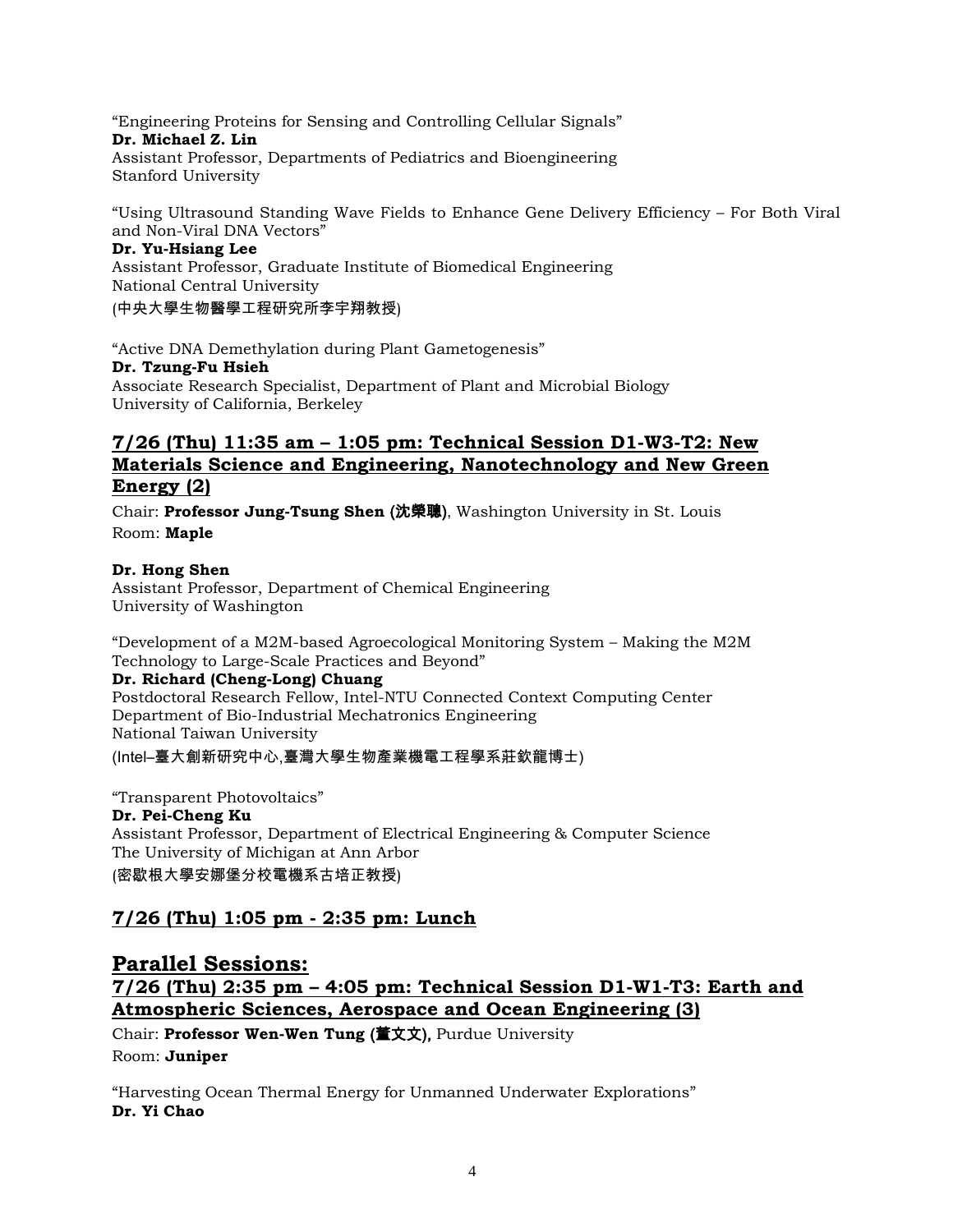"Engineering Proteins for Sensing and Controlling Cellular Signals"
**Dr. Michael Z. Lin**
Assistant Professor, Departments of Pediatrics and Bioengineering
Stanford University

"Using Ultrasound Standing Wave Fields to Enhance Gene Delivery Efficiency – For Both Viral and Non-Viral DNA Vectors"
**Dr. Yu-Hsiang Lee**
Assistant Professor, Graduate Institute of Biomedical Engineering
National Central University
(中央大學生物醫學工程研究所李宇翔教授)

"Active DNA Demethylation during Plant Gametogenesis"
**Dr. Tzung-Fu Hsieh**
Associate Research Specialist, Department of Plant and Microbial Biology
University of California, Berkeley

## 7/26 (Thu) 11:35 am – 1:05 pm: Technical Session D1-W3-T2: New Materials Science and Engineering, Nanotechnology and New Green Energy (2)

Chair: **Professor Jung-Tsung Shen (沈榮聰)**, Washington University in St. Louis
Room: **Maple**

**Dr. Hong Shen**
Assistant Professor, Department of Chemical Engineering
University of Washington

"Development of a M2M-based Agroecological Monitoring System – Making the M2M Technology to Large-Scale Practices and Beyond"
**Dr. Richard (Cheng-Long) Chuang**
Postdoctoral Research Fellow, Intel-NTU Connected Context Computing Center
Department of Bio-Industrial Mechatronics Engineering
National Taiwan University
(Intel–臺大創新研究中心,臺灣大學生物產業機電工程學系莊欽龍博士)

"Transparent Photovoltaics"
**Dr. Pei-Cheng Ku**
Assistant Professor, Department of Electrical Engineering & Computer Science
The University of Michigan at Ann Arbor
(密歇根大學安娜堡分校電機系古培正教授)

## 7/26 (Thu) 1:05 pm - 2:35 pm: Lunch

# Parallel Sessions:

## 7/26 (Thu) 2:35 pm – 4:05 pm: Technical Session D1-W1-T3: Earth and Atmospheric Sciences, Aerospace and Ocean Engineering (3)

Chair: **Professor Wen-Wen Tung (董文文),** Purdue University
Room: **Juniper**

"Harvesting Ocean Thermal Energy for Unmanned Underwater Explorations"
**Dr. Yi Chao**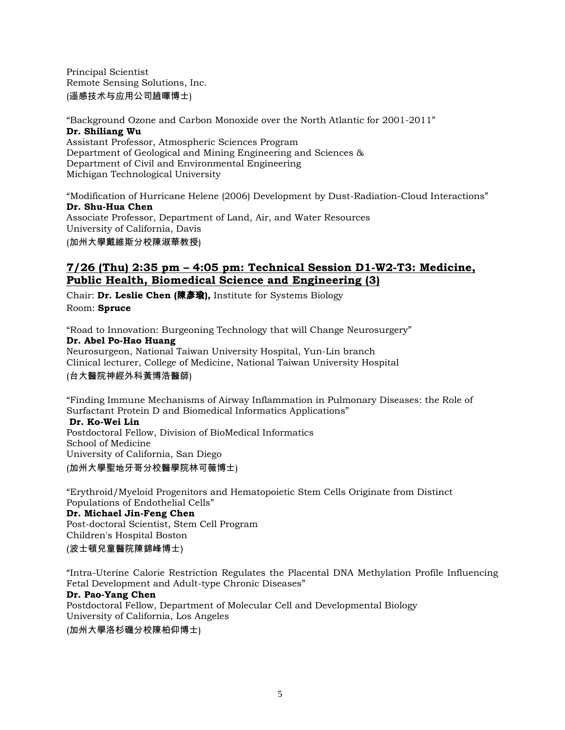Principal Scientist
Remote Sensing Solutions, Inc.
(遥感技术与应用公司趙曙博士)

"Background Ozone and Carbon Monoxide over the North Atlantic for 2001-2011"
**Dr. Shiliang Wu**
Assistant Professor, Atmospheric Sciences Program
Department of Geological and Mining Engineering and Sciences &
Department of Civil and Environmental Engineering
Michigan Technological University

"Modification of Hurricane Helene (2006) Development by Dust-Radiation-Cloud Interactions"
**Dr. Shu-Hua Chen**
Associate Professor, Department of Land, Air, and Water Resources
University of California, Davis
(加州大學戴維斯分校陳淑華教授)

## 7/26 (Thu) 2:35 pm – 4:05 pm: Technical Session D1-W2-T3: Medicine, Public Health, Biomedical Science and Engineering (3)

Chair: **Dr. Leslie Chen (陳彥瑜),** Institute for Systems Biology
Room: **Spruce**

"Road to Innovation: Burgeoning Technology that will Change Neurosurgery"
**Dr. Abel Po-Hao Huang**
Neurosurgeon, National Taiwan University Hospital, Yun-Lin branch
Clinical lecturer, College of Medicine, National Taiwan University Hospital
(台大醫院神經外科黃博浩醫師)

"Finding Immune Mechanisms of Airway Inflammation in Pulmonary Diseases: the Role of Surfactant Protein D and Biomedical Informatics Applications"
**Dr. Ko-Wei Lin**
Postdoctoral Fellow, Division of BioMedical Informatics
School of Medicine
University of California, San Diego
(加州大學聖地牙哥分校醫學院林可薇博士)

"Erythroid/Myeloid Progenitors and Hematopoietic Stem Cells Originate from Distinct Populations of Endothelial Cells"
**Dr. Michael Jin-Feng Chen**
Post-doctoral Scientist, Stem Cell Program
Children's Hospital Boston
(波士頓兒童醫院陳錦峰博士)

"Intra-Uterine Calorie Restriction Regulates the Placental DNA Methylation Profile Influencing Fetal Development and Adult-type Chronic Diseases"
**Dr. Pao-Yang Chen**
Postdoctoral Fellow, Department of Molecular Cell and Developmental Biology
University of California, Los Angeles
(加州大學洛杉磯分校陳柏仰博士)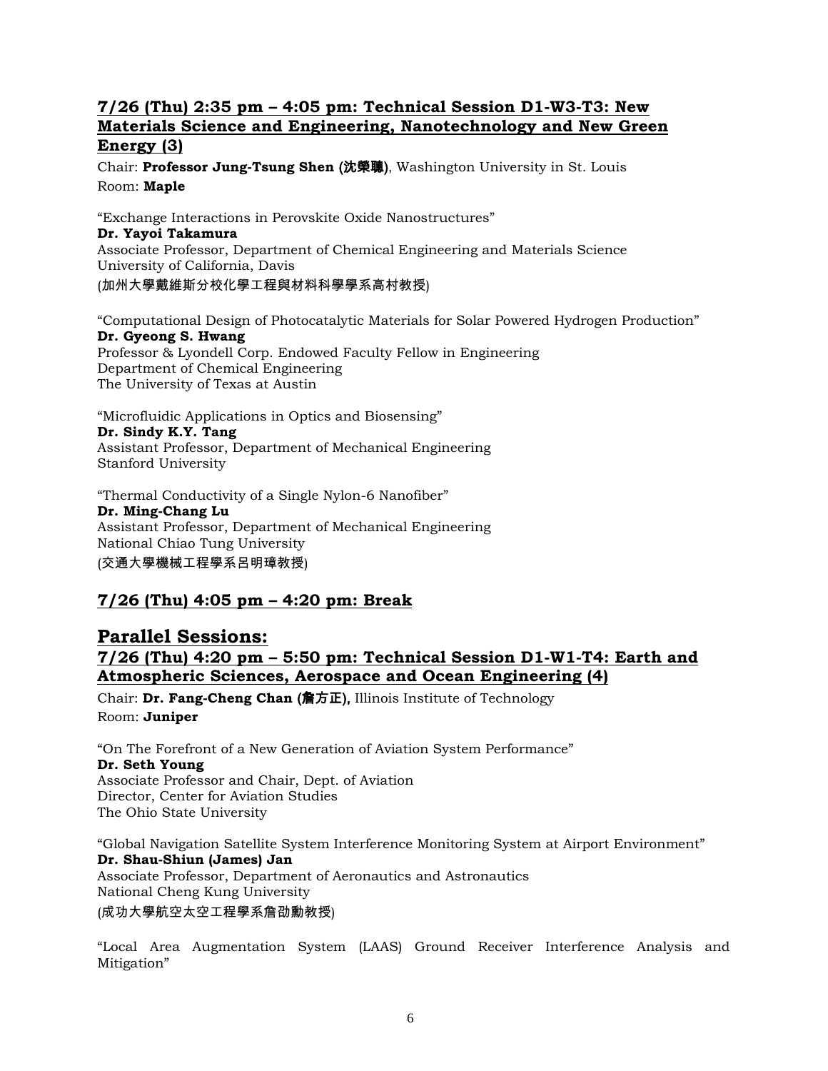### 7/26 (Thu) 2:35 pm – 4:05 pm: Technical Session D1-W3-T3: New Materials Science and Engineering, Nanotechnology and New Green Energy (3)

Chair: **Professor Jung-Tsung Shen (沈榮聰)**, Washington University in St. Louis
Room: **Maple**

"Exchange Interactions in Perovskite Oxide Nanostructures"
**Dr. Yayoi Takamura**
Associate Professor, Department of Chemical Engineering and Materials Science
University of California, Davis
(加州大學戴維斯分校化學工程與材料科學學系高村教授)

"Computational Design of Photocatalytic Materials for Solar Powered Hydrogen Production"
**Dr. Gyeong S. Hwang**
Professor & Lyondell Corp. Endowed Faculty Fellow in Engineering
Department of Chemical Engineering
The University of Texas at Austin

"Microfluidic Applications in Optics and Biosensing"
**Dr. Sindy K.Y. Tang**
Assistant Professor, Department of Mechanical Engineering
Stanford University

"Thermal Conductivity of a Single Nylon-6 Nanofiber"
**Dr. Ming-Chang Lu**
Assistant Professor, Department of Mechanical Engineering
National Chiao Tung University
(交通大學機械工程學系呂明璋教授)

### 7/26 (Thu) 4:05 pm – 4:20 pm: Break

## Parallel Sessions:

### 7/26 (Thu) 4:20 pm – 5:50 pm: Technical Session D1-W1-T4: Earth and Atmospheric Sciences, Aerospace and Ocean Engineering (4)

Chair: **Dr. Fang-Cheng Chan (詹方正),** Illinois Institute of Technology
Room: **Juniper**

"On The Forefront of a New Generation of Aviation System Performance"
**Dr. Seth Young**
Associate Professor and Chair, Dept. of Aviation
Director, Center for Aviation Studies
The Ohio State University

"Global Navigation Satellite System Interference Monitoring System at Airport Environment"
**Dr. Shau-Shiun (James) Jan**
Associate Professor, Department of Aeronautics and Astronautics
National Cheng Kung University
(成功大學航空太空工程學系詹劭勳教授)

"Local Area Augmentation System (LAAS) Ground Receiver Interference Analysis and Mitigation"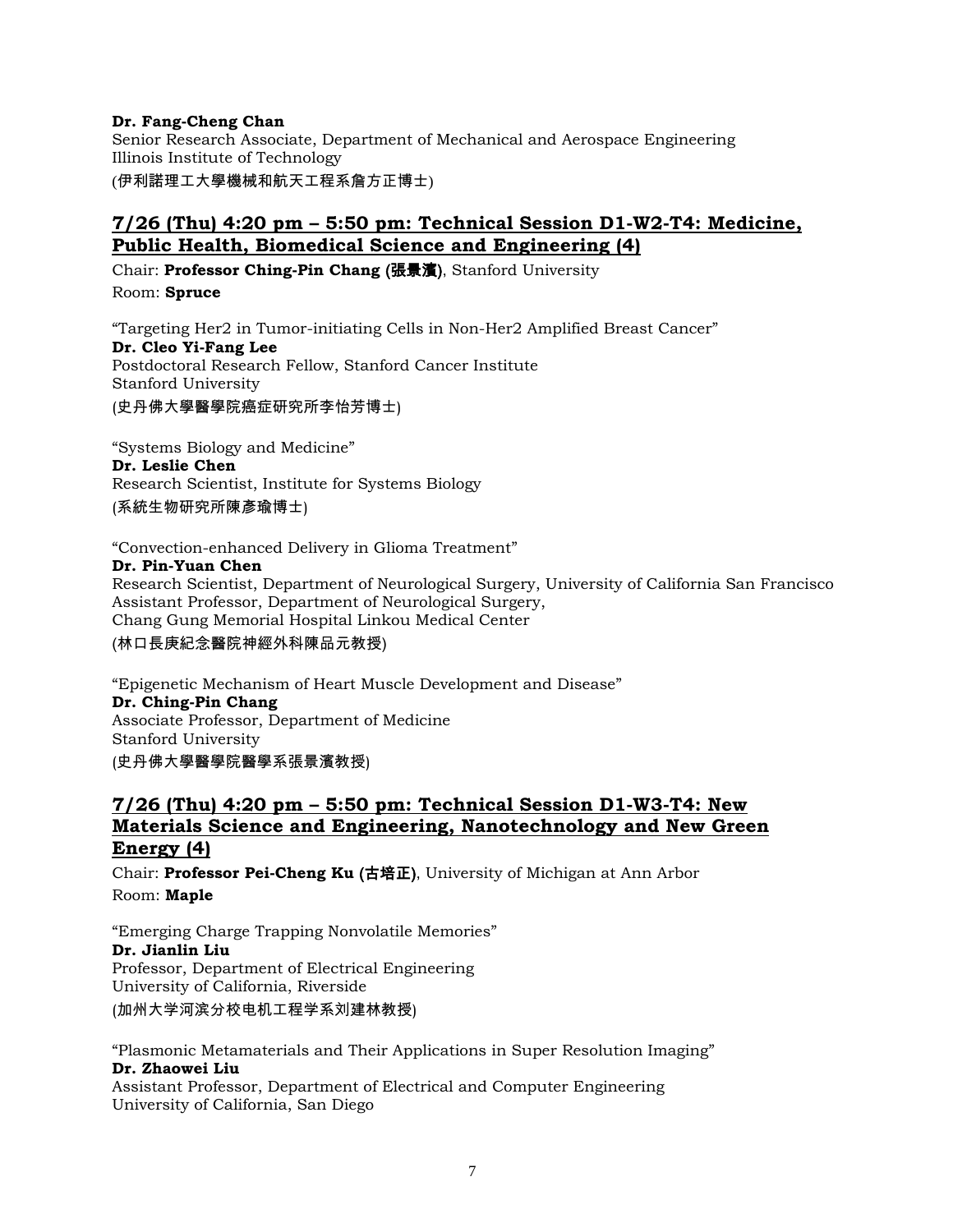**Dr. Fang-Cheng Chan**
Senior Research Associate, Department of Mechanical and Aerospace Engineering
Illinois Institute of Technology
(伊利諾理工大學機械和航天工程系詹方正博士)

## 7/26 (Thu) 4:20 pm – 5:50 pm: Technical Session D1-W2-T4: Medicine, Public Health, Biomedical Science and Engineering (4)

Chair: **Professor Ching-Pin Chang (張景濱)**, Stanford University
Room: **Spruce**

"Targeting Her2 in Tumor-initiating Cells in Non-Her2 Amplified Breast Cancer"
**Dr. Cleo Yi-Fang Lee**
Postdoctoral Research Fellow, Stanford Cancer Institute
Stanford University
(史丹佛大學醫學院癌症研究所李怡芳博士)

"Systems Biology and Medicine"
**Dr. Leslie Chen**
Research Scientist, Institute for Systems Biology
(系統生物研究所陳彥瑜博士)

"Convection-enhanced Delivery in Glioma Treatment"
**Dr. Pin-Yuan Chen**
Research Scientist, Department of Neurological Surgery, University of California San Francisco
Assistant Professor, Department of Neurological Surgery,
Chang Gung Memorial Hospital Linkou Medical Center
(林口長庚紀念醫院神經外科陳品元教授)

"Epigenetic Mechanism of Heart Muscle Development and Disease"
**Dr. Ching-Pin Chang**
Associate Professor, Department of Medicine
Stanford University
(史丹佛大學醫學院醫學系張景濱教授)

## 7/26 (Thu) 4:20 pm – 5:50 pm: Technical Session D1-W3-T4: New Materials Science and Engineering, Nanotechnology and New Green Energy (4)

Chair: **Professor Pei-Cheng Ku (古培正)**, University of Michigan at Ann Arbor
Room: **Maple**

"Emerging Charge Trapping Nonvolatile Memories"
**Dr. Jianlin Liu**
Professor, Department of Electrical Engineering
University of California, Riverside
(加州大学河滨分校电机工程学系刘建林教授)

"Plasmonic Metamaterials and Their Applications in Super Resolution Imaging"
**Dr. Zhaowei Liu**
Assistant Professor, Department of Electrical and Computer Engineering
University of California, San Diego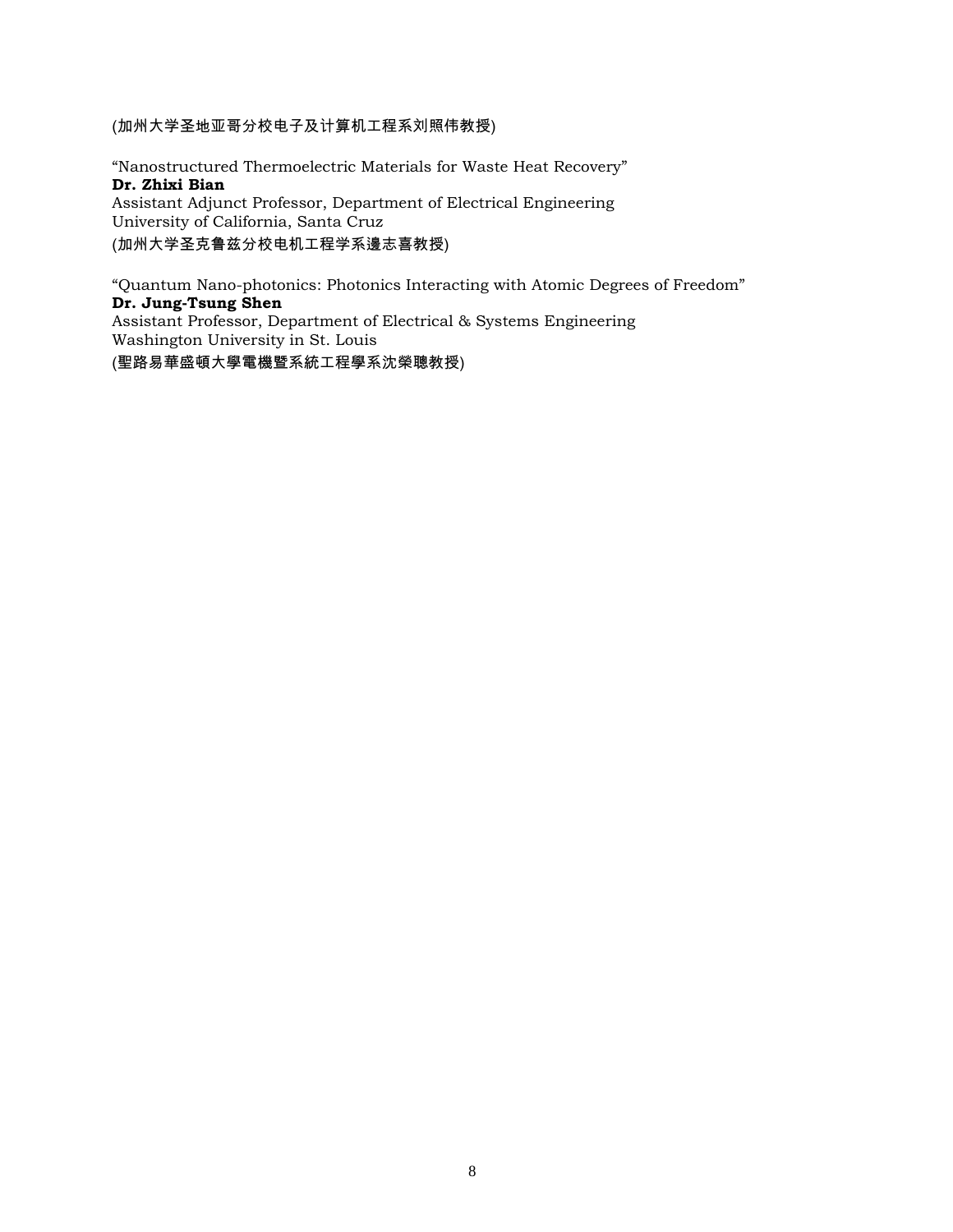(加州大学圣地亚哥分校电子及计算机工程系刘照伟教授)

"Nanostructured Thermoelectric Materials for Waste Heat Recovery"
**Dr. Zhixi Bian**
Assistant Adjunct Professor, Department of Electrical Engineering
University of California, Santa Cruz
(加州大学圣克鲁兹分校电机工程学系邊志喜教授)

"Quantum Nano-photonics: Photonics Interacting with Atomic Degrees of Freedom"
**Dr. Jung-Tsung Shen**
Assistant Professor, Department of Electrical & Systems Engineering
Washington University in St. Louis
(聖路易華盛頓大學電機暨系統工程學系沈榮聰教授)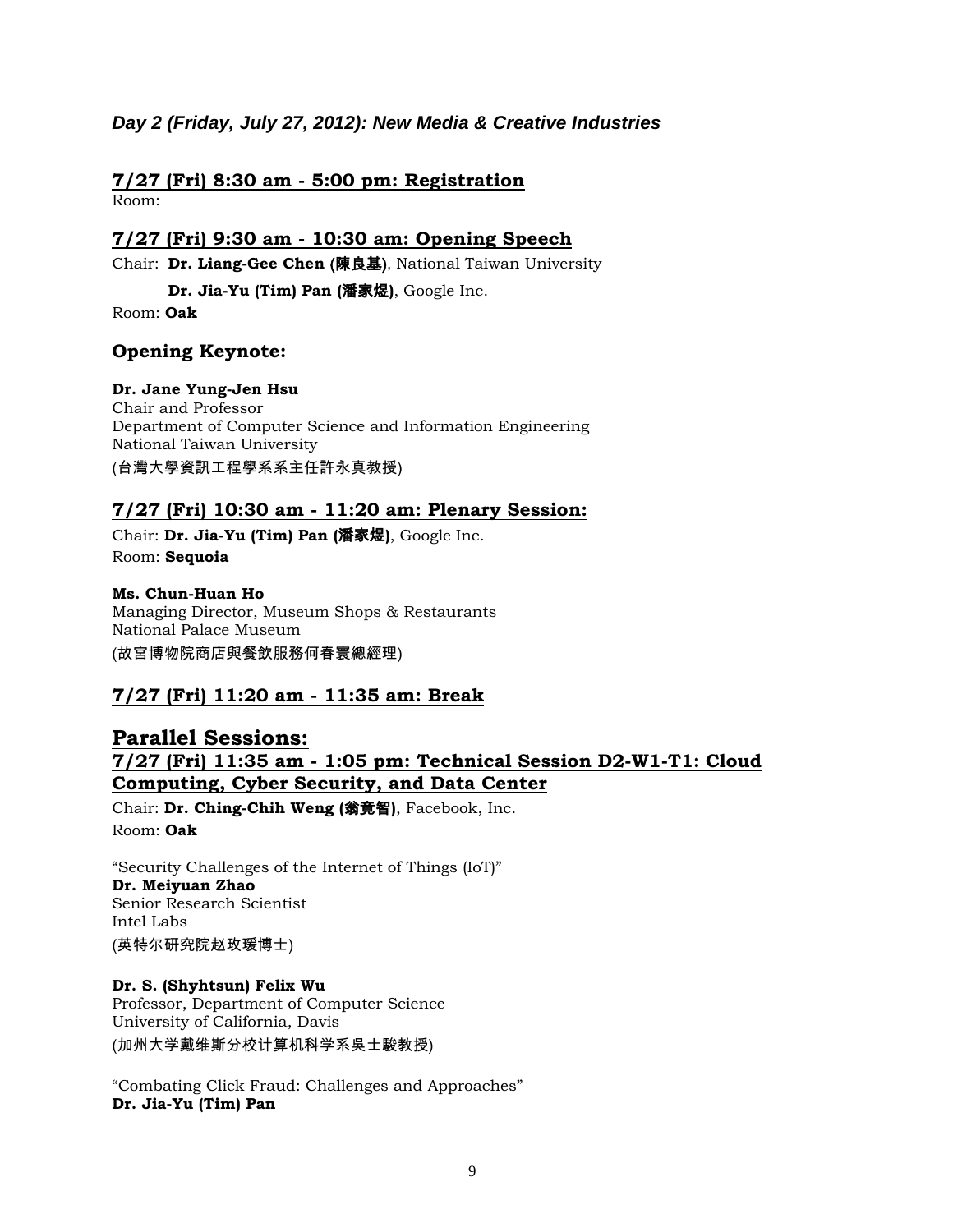### *Day 2 (Friday, July 27, 2012): New Media & Creative Industries*

## 7/27 (Fri) 8:30 am - 5:00 pm: Registration

Room:

## 7/27 (Fri) 9:30 am - 10:30 am: Opening Speech

Chair: **Dr. Liang-Gee Chen (陳良基)**, National Taiwan University

**Dr. Jia-Yu (Tim) Pan (潘家煜)**, Google Inc.

Room: **Oak**

## Opening Keynote:

**Dr. Jane Yung-Jen Hsu**
Chair and Professor
Department of Computer Science and Information Engineering
National Taiwan University
(台灣大學資訊工程學系系主任許永真教授)

## 7/27 (Fri) 10:30 am - 11:20 am: Plenary Session:

Chair: **Dr. Jia-Yu (Tim) Pan (潘家煜)**, Google Inc.
Room: **Sequoia**

**Ms. Chun-Huan Ho**
Managing Director, Museum Shops & Restaurants
National Palace Museum
(故宮博物院商店與餐飲服務何春寰總經理)

## 7/27 (Fri) 11:20 am - 11:35 am: Break

## Parallel Sessions:

## 7/27 (Fri) 11:35 am - 1:05 pm: Technical Session D2-W1-T1: Cloud Computing, Cyber Security, and Data Center

Chair: **Dr. Ching-Chih Weng (翁竟智)**, Facebook, Inc.
Room: **Oak**

"Security Challenges of the Internet of Things (IoT)"
**Dr. Meiyuan Zhao**
Senior Research Scientist
Intel Labs
(英特尔研究院赵玫瑗博士)

**Dr. S. (Shyhtsun) Felix Wu**
Professor, Department of Computer Science
University of California, Davis
(加州大学戴维斯分校计算机科学系吳士駿教授)

"Combating Click Fraud: Challenges and Approaches"
**Dr. Jia-Yu (Tim) Pan**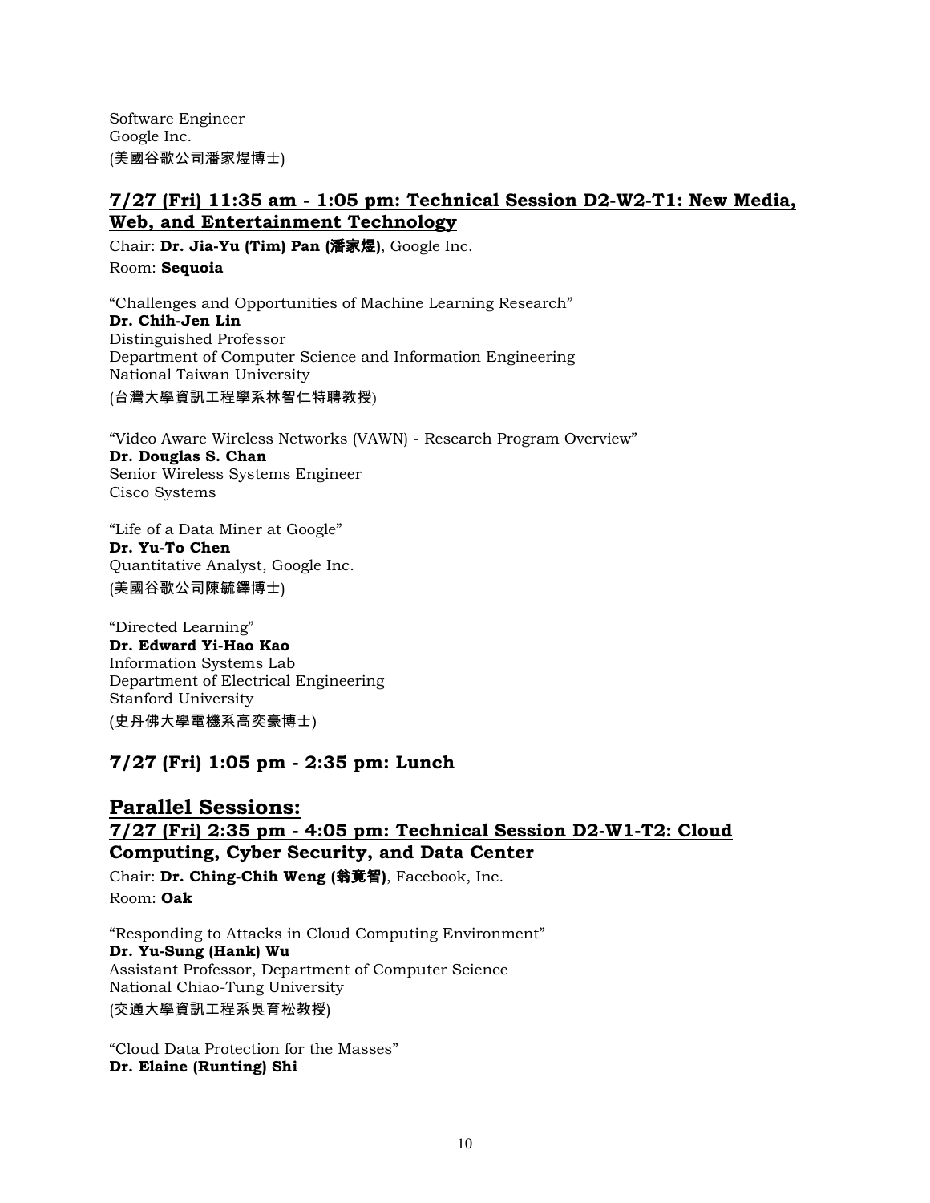Software Engineer
Google Inc.
(美國谷歌公司潘家煜博士)

## 7/27 (Fri) 11:35 am - 1:05 pm: Technical Session D2-W2-T1: New Media, Web, and Entertainment Technology

Chair: **Dr. Jia-Yu (Tim) Pan (潘家煜)**, Google Inc.
Room: **Sequoia**

"Challenges and Opportunities of Machine Learning Research"
**Dr. Chih-Jen Lin**
Distinguished Professor
Department of Computer Science and Information Engineering
National Taiwan University
(台灣大學資訊工程學系林智仁特聘教授)

"Video Aware Wireless Networks (VAWN) - Research Program Overview"
**Dr. Douglas S. Chan**
Senior Wireless Systems Engineer
Cisco Systems

"Life of a Data Miner at Google"
**Dr. Yu-To Chen**
Quantitative Analyst, Google Inc.
(美國谷歌公司陳毓鐸博士)

"Directed Learning"
**Dr. Edward Yi-Hao Kao**
Information Systems Lab
Department of Electrical Engineering
Stanford University
(史丹佛大學電機系高奕豪博士)

## 7/27 (Fri) 1:05 pm - 2:35 pm: Lunch

## Parallel Sessions:

## 7/27 (Fri) 2:35 pm - 4:05 pm: Technical Session D2-W1-T2: Cloud Computing, Cyber Security, and Data Center

Chair: **Dr. Ching-Chih Weng (翁竟智)**, Facebook, Inc.
Room: **Oak**

"Responding to Attacks in Cloud Computing Environment"
**Dr. Yu-Sung (Hank) Wu**
Assistant Professor, Department of Computer Science
National Chiao-Tung University
(交通大學資訊工程系吳育松教授)

"Cloud Data Protection for the Masses"
**Dr. Elaine (Runting) Shi**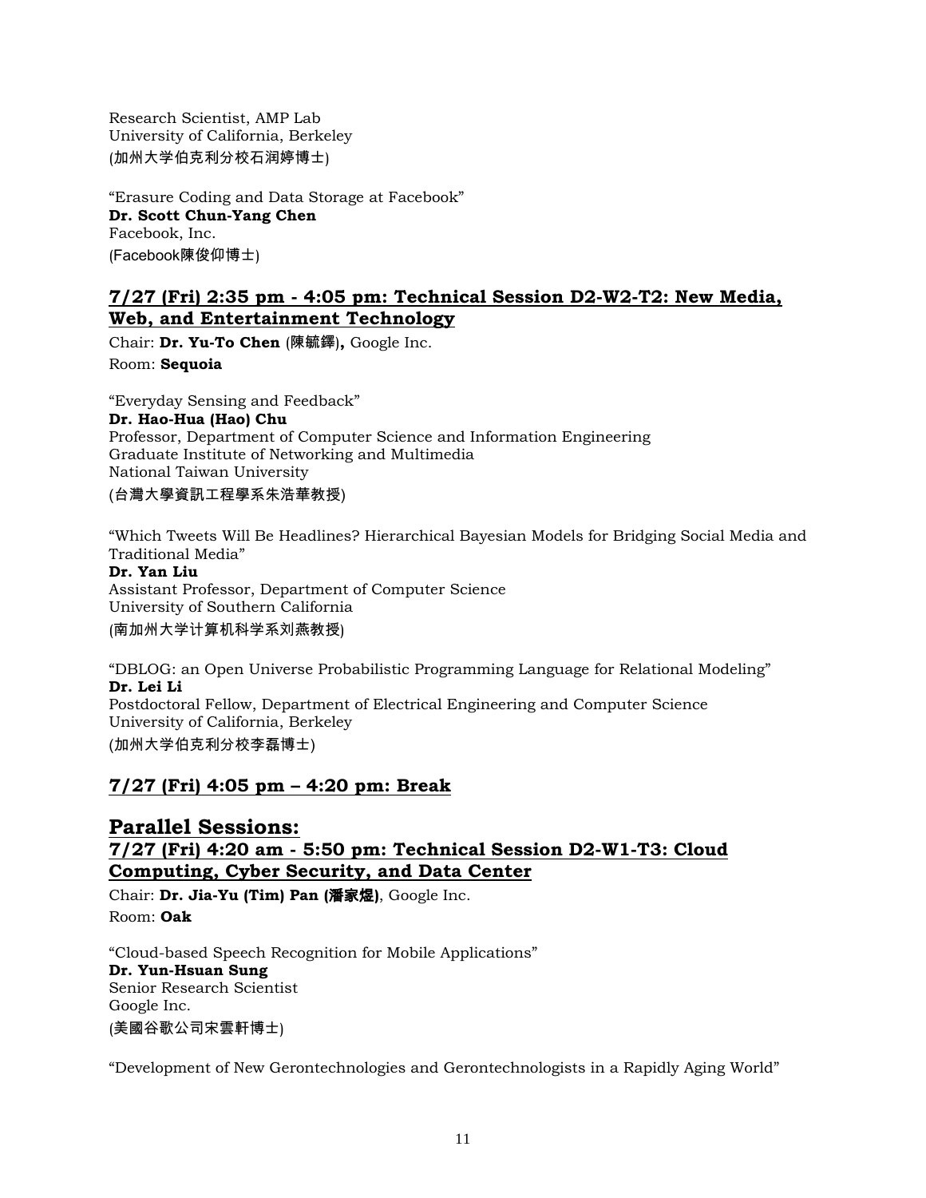Research Scientist, AMP Lab
University of California, Berkeley
(加州大学伯克利分校石润婷博士)

"Erasure Coding and Data Storage at Facebook"
**Dr. Scott Chun-Yang Chen**
Facebook, Inc.
(Facebook陳俊仰博士)

## 7/27 (Fri) 2:35 pm - 4:05 pm: Technical Session D2-W2-T2: New Media, Web, and Entertainment Technology

Chair: **Dr. Yu-To Chen** (陳毓鐸)**,** Google Inc.
Room: **Sequoia**

"Everyday Sensing and Feedback"
**Dr. Hao-Hua (Hao) Chu**
Professor, Department of Computer Science and Information Engineering
Graduate Institute of Networking and Multimedia
National Taiwan University
(台灣大學資訊工程學系朱浩華教授)

"Which Tweets Will Be Headlines? Hierarchical Bayesian Models for Bridging Social Media and Traditional Media"
**Dr. Yan Liu**
Assistant Professor, Department of Computer Science
University of Southern California
(南加州大学计算机科学系刘燕教授)

"DBLOG: an Open Universe Probabilistic Programming Language for Relational Modeling"
**Dr. Lei Li**
Postdoctoral Fellow, Department of Electrical Engineering and Computer Science
University of California, Berkeley
(加州大学伯克利分校李磊博士)

## 7/27 (Fri) 4:05 pm – 4:20 pm: Break

## Parallel Sessions:

## 7/27 (Fri) 4:20 am - 5:50 pm: Technical Session D2-W1-T3: Cloud Computing, Cyber Security, and Data Center

Chair: **Dr. Jia-Yu (Tim) Pan (潘家煜)**, Google Inc.
Room: **Oak**

"Cloud-based Speech Recognition for Mobile Applications"
**Dr. Yun-Hsuan Sung**
Senior Research Scientist
Google Inc.
(美國谷歌公司宋雲軒博士)

"Development of New Gerontechnologies and Gerontechnologists in a Rapidly Aging World"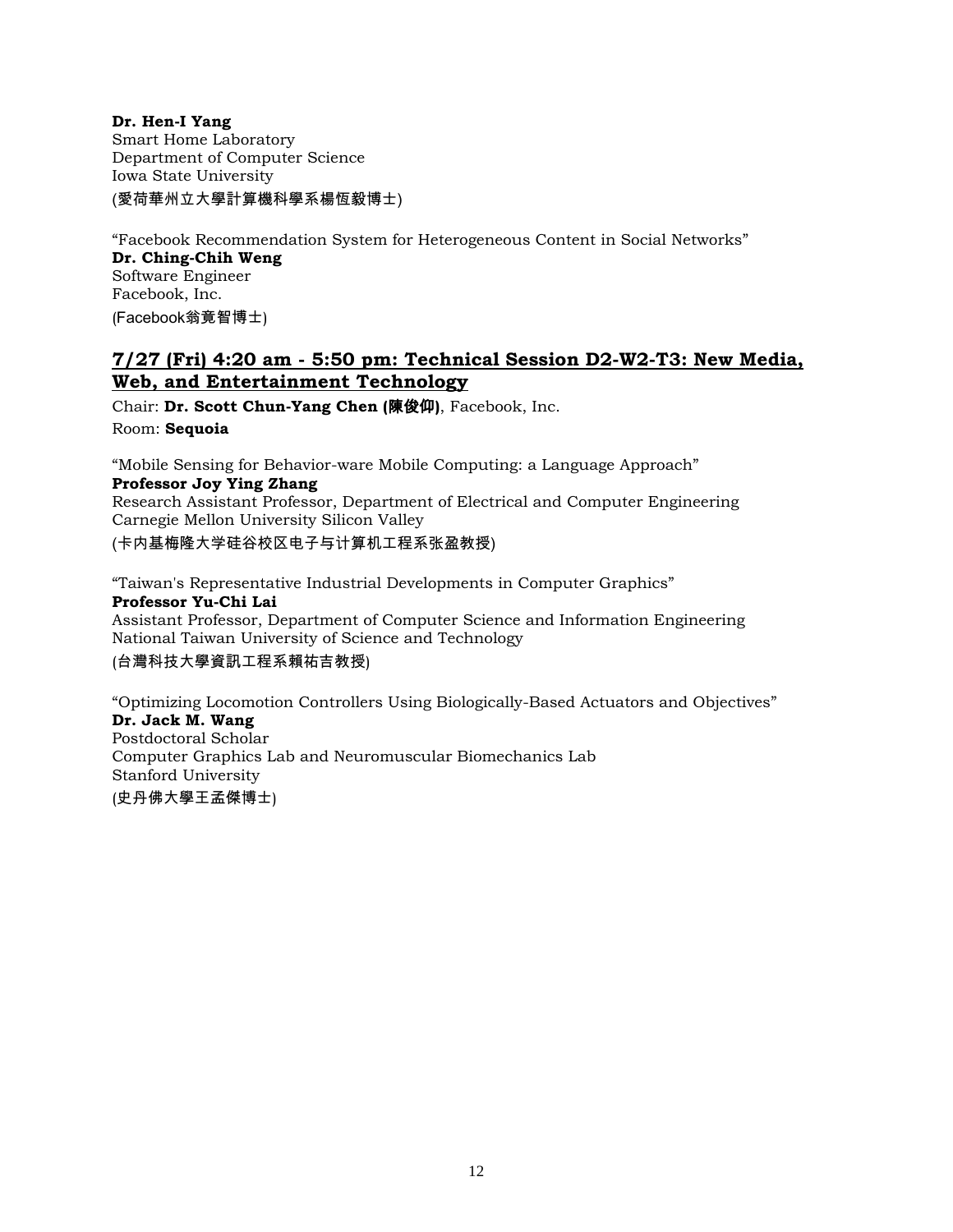**Dr. Hen-I Yang**
Smart Home Laboratory
Department of Computer Science
Iowa State University
(愛荷華州立大學計算機科學系楊恆毅博士)

"Facebook Recommendation System for Heterogeneous Content in Social Networks"
**Dr. Ching-Chih Weng**
Software Engineer
Facebook, Inc.
(Facebook翁竟智博士)

## 7/27 (Fri) 4:20 am - 5:50 pm: Technical Session D2-W2-T3: New Media, Web, and Entertainment Technology

Chair: **Dr. Scott Chun-Yang Chen (陳俊仰)**, Facebook, Inc.
Room: **Sequoia**

"Mobile Sensing for Behavior-ware Mobile Computing: a Language Approach"
**Professor Joy Ying Zhang**
Research Assistant Professor, Department of Electrical and Computer Engineering
Carnegie Mellon University Silicon Valley
(卡内基梅隆大学硅谷校区电子与计算机工程系张盈教授)

"Taiwan's Representative Industrial Developments in Computer Graphics"
**Professor Yu-Chi Lai**
Assistant Professor, Department of Computer Science and Information Engineering
National Taiwan University of Science and Technology
(台灣科技大學資訊工程系賴祐吉教授)

"Optimizing Locomotion Controllers Using Biologically-Based Actuators and Objectives"
**Dr. Jack M. Wang**
Postdoctoral Scholar
Computer Graphics Lab and Neuromuscular Biomechanics Lab
Stanford University
(史丹佛大學王孟傑博士)